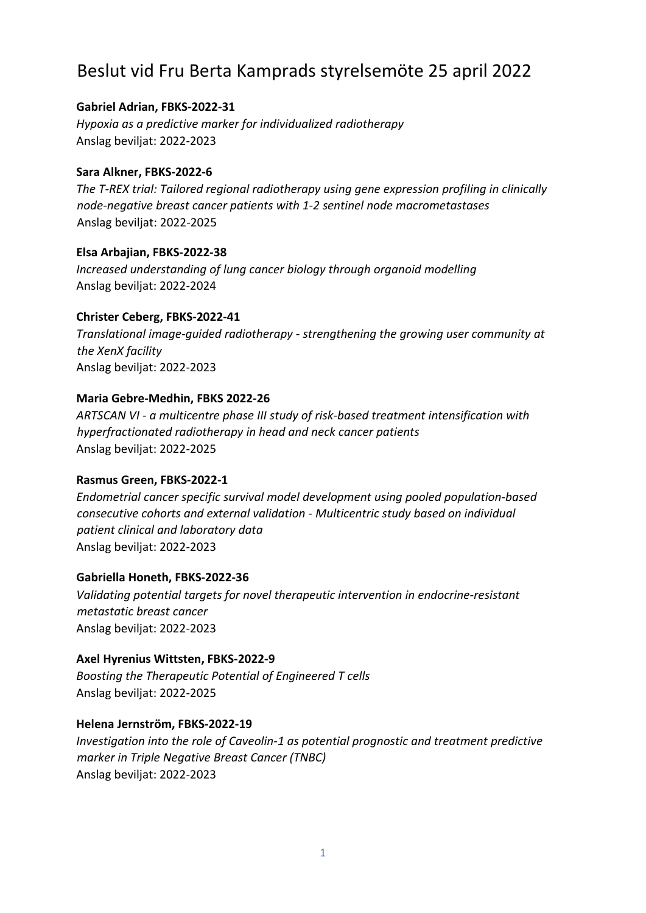# Beslut vid Fru Berta Kamprads styrelsemöte 25 april 2022

**Gabriel Adrian, FBKS-2022-31**
*Hypoxia as a predictive marker for individualized radiotherapy*
Anslag beviljat: 2022-2023

**Sara Alkner, FBKS-2022-6**
*The T-REX trial: Tailored regional radiotherapy using gene expression profiling in clinically node-negative breast cancer patients with 1-2 sentinel node macrometastases*
Anslag beviljat: 2022-2025

**Elsa Arbajian, FBKS-2022-38**
*Increased understanding of lung cancer biology through organoid modelling*
Anslag beviljat: 2022-2024

**Christer Ceberg, FBKS-2022-41**
*Translational image-guided radiotherapy - strengthening the growing user community at the XenX facility*
Anslag beviljat: 2022-2023

**Maria Gebre-Medhin, FBKS 2022-26**
*ARTSCAN VI - a multicentre phase III study of risk-based treatment intensification with hyperfractionated radiotherapy in head and neck cancer patients*
Anslag beviljat: 2022-2025

**Rasmus Green, FBKS-2022-1**
*Endometrial cancer specific survival model development using pooled population-based consecutive cohorts and external validation - Multicentric study based on individual patient clinical and laboratory data*
Anslag beviljat: 2022-2023

**Gabriella Honeth, FBKS-2022-36**
*Validating potential targets for novel therapeutic intervention in endocrine-resistant metastatic breast cancer*
Anslag beviljat: 2022-2023

**Axel Hyrenius Wittsten, FBKS-2022-9**
*Boosting the Therapeutic Potential of Engineered T cells*
Anslag beviljat: 2022-2025

**Helena Jernström, FBKS-2022-19**
*Investigation into the role of Caveolin-1 as potential prognostic and treatment predictive marker in Triple Negative Breast Cancer (TNBC)*
Anslag beviljat: 2022-2023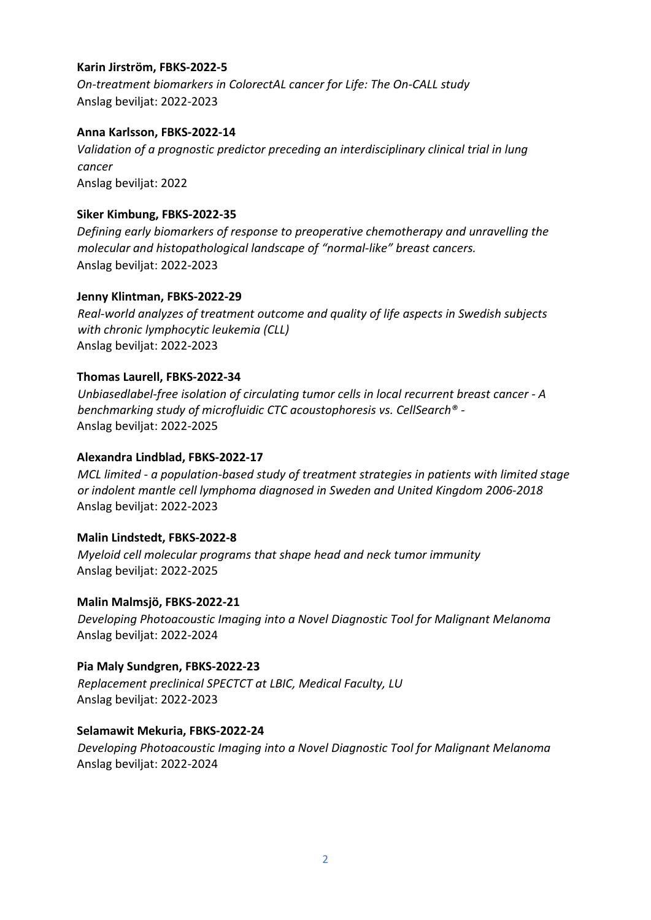**Karin Jirström, FBKS-2022-5**

*On-treatment biomarkers in ColorectAL cancer for Life: The On-CALL study*
Anslag beviljat: 2022-2023

**Anna Karlsson, FBKS-2022-14**

*Validation of a prognostic predictor preceding an interdisciplinary clinical trial in lung cancer*
Anslag beviljat: 2022

**Siker Kimbung, FBKS-2022-35**

*Defining early biomarkers of response to preoperative chemotherapy and unravelling the molecular and histopathological landscape of "normal-like" breast cancers.*
Anslag beviljat: 2022-2023

**Jenny Klintman, FBKS-2022-29**

*Real-world analyzes of treatment outcome and quality of life aspects in Swedish subjects with chronic lymphocytic leukemia (CLL)*
Anslag beviljat: 2022-2023

**Thomas Laurell, FBKS-2022-34**

*Unbiasedlabel-free isolation of circulating tumor cells in local recurrent breast cancer - A benchmarking study of microfluidic CTC acoustophoresis vs. CellSearch® -*
Anslag beviljat: 2022-2025

**Alexandra Lindblad, FBKS-2022-17**

*MCL limited - a population-based study of treatment strategies in patients with limited stage or indolent mantle cell lymphoma diagnosed in Sweden and United Kingdom 2006-2018*
Anslag beviljat: 2022-2023

**Malin Lindstedt, FBKS-2022-8**

*Myeloid cell molecular programs that shape head and neck tumor immunity*
Anslag beviljat: 2022-2025

**Malin Malmsjö, FBKS-2022-21**

*Developing Photoacoustic Imaging into a Novel Diagnostic Tool for Malignant Melanoma*
Anslag beviljat: 2022-2024

**Pia Maly Sundgren, FBKS-2022-23**

*Replacement preclinical SPECTCT at LBIC, Medical Faculty, LU*
Anslag beviljat: 2022-2023

**Selamawit Mekuria, FBKS-2022-24**

*Developing Photoacoustic Imaging into a Novel Diagnostic Tool for Malignant Melanoma*
Anslag beviljat: 2022-2024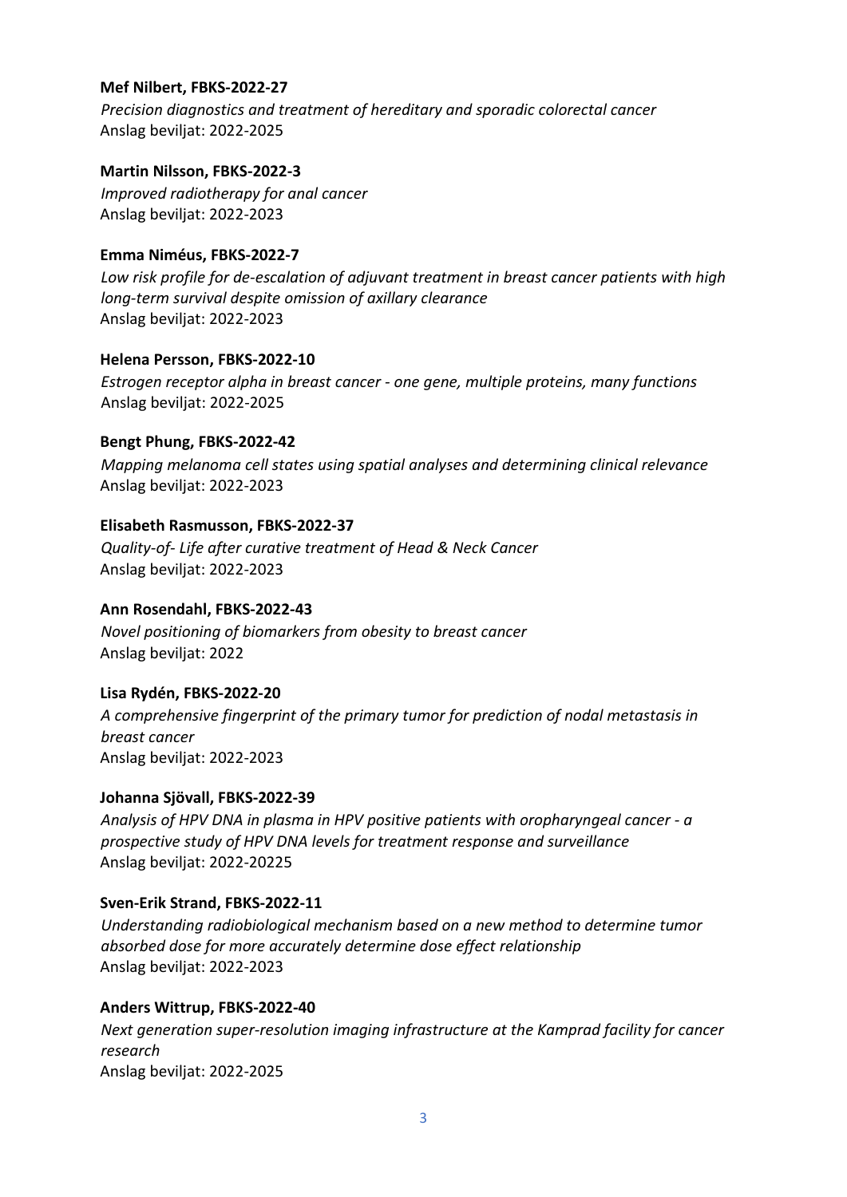**Mef Nilbert, FBKS-2022-27**

*Precision diagnostics and treatment of hereditary and sporadic colorectal cancer*

Anslag beviljat: 2022-2025

**Martin Nilsson, FBKS-2022-3**

*Improved radiotherapy for anal cancer*

Anslag beviljat: 2022-2023

**Emma Niméus, FBKS-2022-7**

*Low risk profile for de-escalation of adjuvant treatment in breast cancer patients with high long-term survival despite omission of axillary clearance*

Anslag beviljat: 2022-2023

**Helena Persson, FBKS-2022-10**

*Estrogen receptor alpha in breast cancer - one gene, multiple proteins, many functions*

Anslag beviljat: 2022-2025

**Bengt Phung, FBKS-2022-42**

*Mapping melanoma cell states using spatial analyses and determining clinical relevance*

Anslag beviljat: 2022-2023

**Elisabeth Rasmusson, FBKS-2022-37**

*Quality-of- Life after curative treatment of Head & Neck Cancer*

Anslag beviljat: 2022-2023

**Ann Rosendahl, FBKS-2022-43**

*Novel positioning of biomarkers from obesity to breast cancer*

Anslag beviljat: 2022

**Lisa Rydén, FBKS-2022-20**

*A comprehensive fingerprint of the primary tumor for prediction of nodal metastasis in breast cancer*

Anslag beviljat: 2022-2023

**Johanna Sjövall, FBKS-2022-39**

*Analysis of HPV DNA in plasma in HPV positive patients with oropharyngeal cancer - a prospective study of HPV DNA levels for treatment response and surveillance*

Anslag beviljat: 2022-20225

**Sven-Erik Strand, FBKS-2022-11**

*Understanding radiobiological mechanism based on a new method to determine tumor absorbed dose for more accurately determine dose effect relationship*

Anslag beviljat: 2022-2023

**Anders Wittrup, FBKS-2022-40**

*Next generation super-resolution imaging infrastructure at the Kamprad facility for cancer research*

Anslag beviljat: 2022-2025